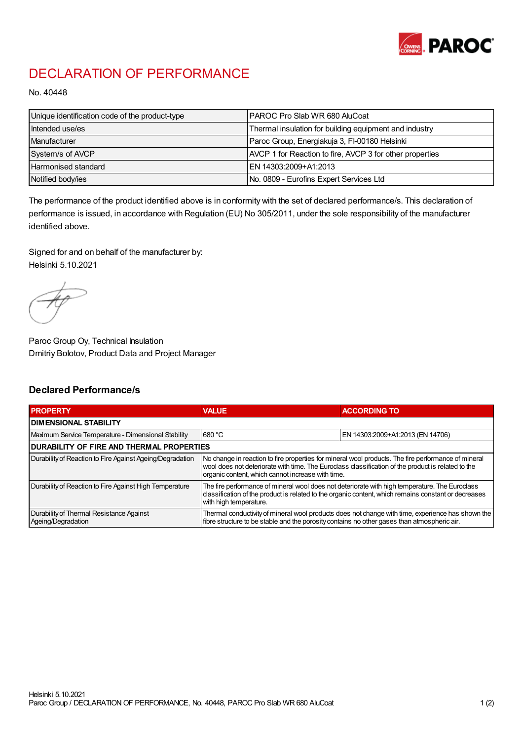# DECLARATION OF PERFORMANCE

No. 40448

| Unique identification code of the product-type | PAROC Pro Slab WR 680 AluCoat |
|---|---|
| Intended use/es | Thermal insulation for building equipment and industry |
| Manufacturer | Paroc Group, Energiakuja 3, FI-00180 Helsinki |
| System/s of AVCP | AVCP 1 for Reaction to fire, AVCP 3 for other properties |
| Harmonised standard | EN 14303:2009+A1:2013 |
| Notified body/ies | No. 0809 - Eurofins Expert Services Ltd |

The performance of the product identified above is in conformity with the set of declared performance/s. This declaration of performance is issued, in accordance with Regulation (EU) No 305/2011, under the sole responsibility of the manufacturer identified above.

Signed for and on behalf of the manufacturer by:
Helsinki 5.10.2021

Paroc Group Oy, Technical Insulation
Dmitriy Bolotov, Product Data and Project Manager

## Declared Performance/s

| PROPERTY | VALUE | ACCORDING TO |
|---|---|---|
| **DIMENSIONAL STABILITY** | | |
| Maximum Service Temperature - Dimensional Stability | 680 °C | EN 14303:2009+A1:2013 (EN 14706) |
| **DURABILITY OF FIRE AND THERMAL PROPERTIES** | | |
| Durability of Reaction to Fire Against Ageing/Degradation | No change in reaction to fire properties for mineral wool products. The fire performance of mineral wool does not deteriorate with time. The Euroclass classification of the product is related to the organic content, which cannot increase with time. | |
| Durability of Reaction to Fire Against High Temperature | The fire performance of mineral wool does not deteriorate with high temperature. The Euroclass classification of the product is related to the organic content, which remains constant or decreases with high temperature. | |
| Durability of Thermal Resistance Against Ageing/Degradation | Thermal conductivity of mineral wool products does not change with time, experience has shown the fibre structure to be stable and the porosity contains no other gases than atmospheric air. | |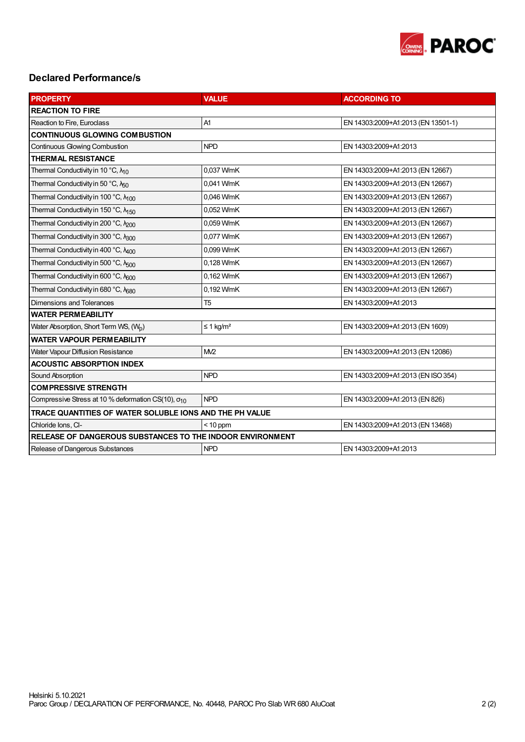## Declared Performance/s

| PROPERTY | VALUE | ACCORDING TO |
|---|---|---|
| **REACTION TO FIRE** | | |
| Reaction to Fire, Euroclass | A1 | EN 14303:2009+A1:2013 (EN 13501-1) |
| **CONTINUOUS GLOWING COMBUSTION** | | |
| Continuous Glowing Combustion | NPD | EN 14303:2009+A1:2013 |
| **THERMAL RESISTANCE** | | |
| Thermal Conductivity in 10 °C, $\lambda_{10}$ | 0,037 W/mK | EN 14303:2009+A1:2013 (EN 12667) |
| Thermal Conductivity in 50 °C, $\lambda_{50}$ | 0,041 W/mK | EN 14303:2009+A1:2013 (EN 12667) |
| Thermal Conductivity in 100 °C, $\lambda_{100}$ | 0,046 W/mK | EN 14303:2009+A1:2013 (EN 12667) |
| Thermal Conductivity in 150 °C, $\lambda_{150}$ | 0,052 W/mK | EN 14303:2009+A1:2013 (EN 12667) |
| Thermal Conductivity in 200 °C, $\lambda_{200}$ | 0,059 W/mK | EN 14303:2009+A1:2013 (EN 12667) |
| Thermal Conductivity in 300 °C, $\lambda_{300}$ | 0,077 W/mK | EN 14303:2009+A1:2013 (EN 12667) |
| Thermal Conductivity in 400 °C, $\lambda_{400}$ | 0,099 W/mK | EN 14303:2009+A1:2013 (EN 12667) |
| Thermal Conductivity in 500 °C, $\lambda_{500}$ | 0,128 W/mK | EN 14303:2009+A1:2013 (EN 12667) |
| Thermal Conductivity in 600 °C, $\lambda_{600}$ | 0,162 W/mK | EN 14303:2009+A1:2013 (EN 12667) |
| Thermal Conductivity in 680 °C, $\lambda_{680}$ | 0,192 W/mK | EN 14303:2009+A1:2013 (EN 12667) |
| Dimensions and Tolerances | T5 | EN 14303:2009+A1:2013 |
| **WATER PERMEABILITY** | | |
| Water Absorption, Short Term WS, ($W_p$) | ≤ 1 kg/m² | EN 14303:2009+A1:2013 (EN 1609) |
| **WATER VAPOUR PERMEABILITY** | | |
| Water Vapour Diffusion Resistance | MV2 | EN 14303:2009+A1:2013 (EN 12086) |
| **ACOUSTIC ABSORPTION INDEX** | | |
| Sound Absorption | NPD | EN 14303:2009+A1:2013 (EN ISO 354) |
| **COMPRESSIVE STRENGTH** | | |
| Compressive Stress at 10 % deformation CS(10), $\sigma_{10}$ | NPD | EN 14303:2009+A1:2013 (EN 826) |
| **TRACE QUANTITIES OF WATER SOLUBLE IONS AND THE PH VALUE** | | |
| Chloride Ions, Cl- | < 10 ppm | EN 14303:2009+A1:2013 (EN 13468) |
| **RELEASE OF DANGEROUS SUBSTANCES TO THE INDOOR ENVIRONMENT** | | |
| Release of Dangerous Substances | NPD | EN 14303:2009+A1:2013 |

Helsinki 5.10.2021
Paroc Group / DECLARATION OF PERFORMANCE, No. 40448, PAROC Pro Slab WR 680 AluCoat